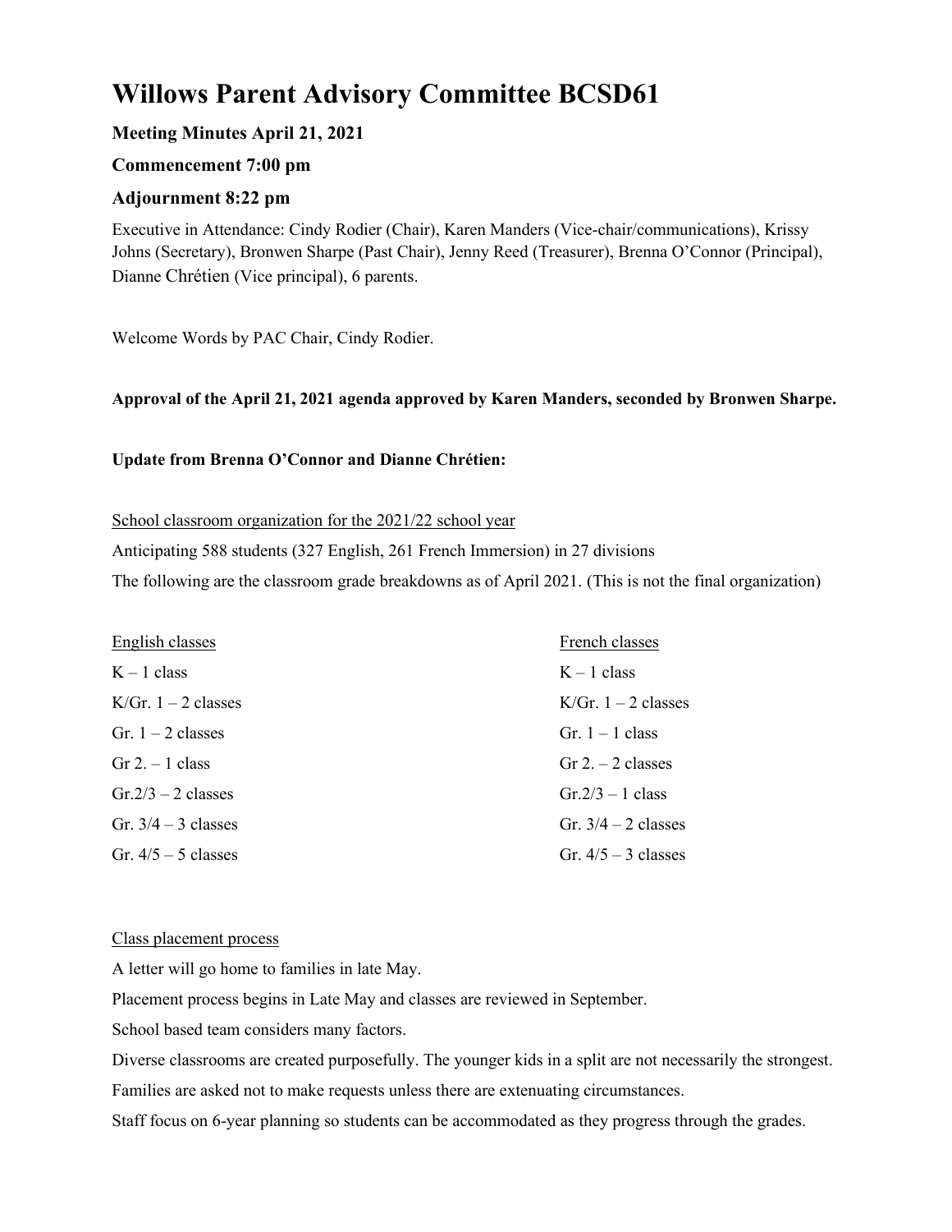# Willows Parent Advisory Committee BCSD61

### Meeting Minutes April 21, 2021

### Commencement 7:00 pm

### Adjournment 8:22 pm

Executive in Attendance: Cindy Rodier (Chair), Karen Manders (Vice-chair/communications), Krissy Johns (Secretary), Bronwen Sharpe (Past Chair), Jenny Reed (Treasurer), Brenna O'Connor (Principal), Dianne Chrétien (Vice principal), 6 parents.

Welcome Words by PAC Chair, Cindy Rodier.

**Approval of the April 21, 2021 agenda approved by Karen Manders, seconded by Bronwen Sharpe.**

**Update from Brenna O'Connor and Dianne Chrétien:**

School classroom organization for the 2021/22 school year

Anticipating 588 students (327 English, 261 French Immersion) in 27 divisions

The following are the classroom grade breakdowns as of April 2021. (This is not the final organization)

| English classes | French classes |
|---|---|
| K – 1 class | K – 1 class |
| K/Gr. 1 – 2 classes | K/Gr. 1 – 2 classes |
| Gr. 1 – 2 classes | Gr. 1 – 1 class |
| Gr 2. – 1 class | Gr 2. – 2 classes |
| Gr.2/3 – 2 classes | Gr.2/3 – 1 class |
| Gr. 3/4 – 3 classes | Gr. 3/4 – 2 classes |
| Gr. 4/5 – 5 classes | Gr. 4/5 – 3 classes |

Class placement process

A letter will go home to families in late May.

Placement process begins in Late May and classes are reviewed in September.

School based team considers many factors.

Diverse classrooms are created purposefully. The younger kids in a split are not necessarily the strongest.

Families are asked not to make requests unless there are extenuating circumstances.

Staff focus on 6-year planning so students can be accommodated as they progress through the grades.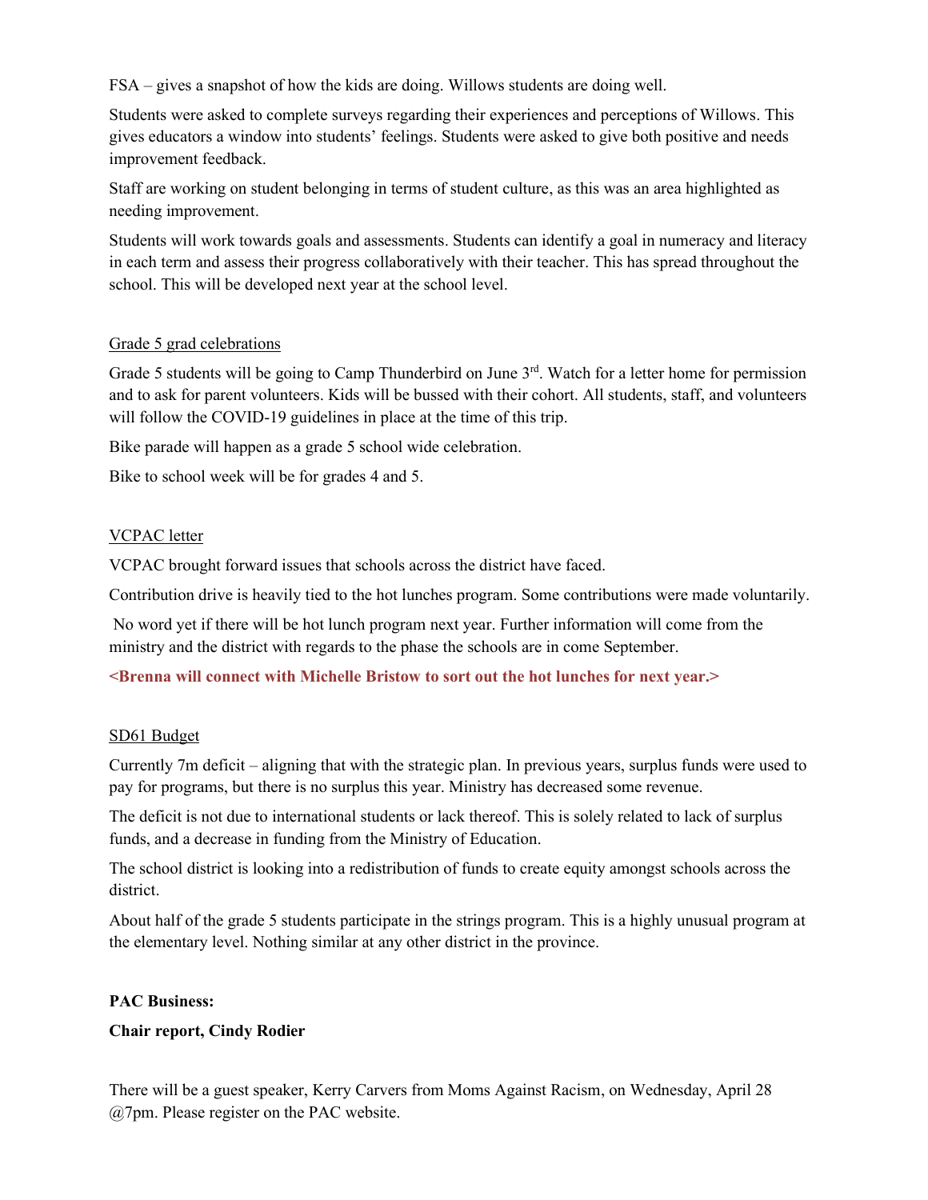FSA – gives a snapshot of how the kids are doing. Willows students are doing well.

Students were asked to complete surveys regarding their experiences and perceptions of Willows. This gives educators a window into students' feelings. Students were asked to give both positive and needs improvement feedback.

Staff are working on student belonging in terms of student culture, as this was an area highlighted as needing improvement.

Students will work towards goals and assessments. Students can identify a goal in numeracy and literacy in each term and assess their progress collaboratively with their teacher. This has spread throughout the school. This will be developed next year at the school level.

<u>Grade 5 grad celebrations</u>

Grade 5 students will be going to Camp Thunderbird on June 3rd. Watch for a letter home for permission and to ask for parent volunteers. Kids will be bussed with their cohort. All students, staff, and volunteers will follow the COVID-19 guidelines in place at the time of this trip.

Bike parade will happen as a grade 5 school wide celebration.

Bike to school week will be for grades 4 and 5.

<u>VCPAC letter</u>

VCPAC brought forward issues that schools across the district have faced.

Contribution drive is heavily tied to the hot lunches program. Some contributions were made voluntarily.

No word yet if there will be hot lunch program next year. Further information will come from the ministry and the district with regards to the phase the schools are in come September.

**<Brenna will connect with Michelle Bristow to sort out the hot lunches for next year.>**

<u>SD61 Budget</u>

Currently 7m deficit – aligning that with the strategic plan. In previous years, surplus funds were used to pay for programs, but there is no surplus this year. Ministry has decreased some revenue.

The deficit is not due to international students or lack thereof. This is solely related to lack of surplus funds, and a decrease in funding from the Ministry of Education.

The school district is looking into a redistribution of funds to create equity amongst schools across the district.

About half of the grade 5 students participate in the strings program. This is a highly unusual program at the elementary level. Nothing similar at any other district in the province.

**PAC Business:**

**Chair report, Cindy Rodier**

There will be a guest speaker, Kerry Carvers from Moms Against Racism, on Wednesday, April 28 @7pm. Please register on the PAC website.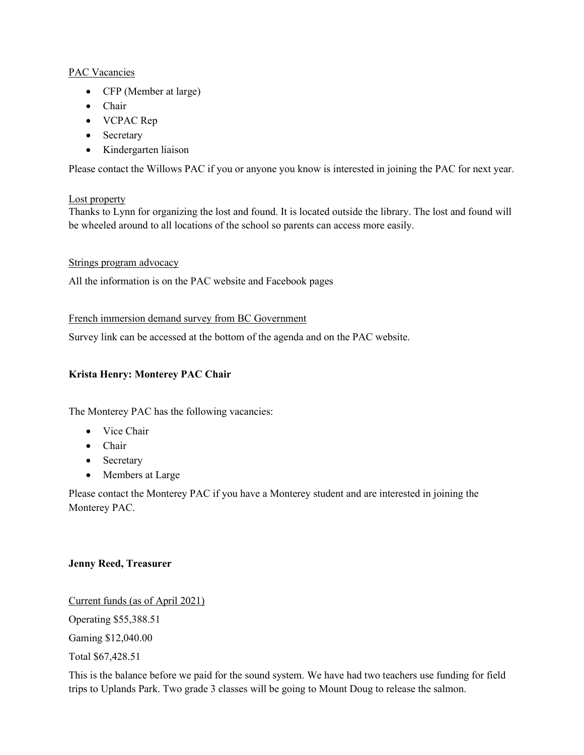PAC Vacancies

- CFP (Member at large)
- Chair
- VCPAC Rep
- Secretary
- Kindergarten liaison

Please contact the Willows PAC if you or anyone you know is interested in joining the PAC for next year.

Lost property

Thanks to Lynn for organizing the lost and found. It is located outside the library. The lost and found will be wheeled around to all locations of the school so parents can access more easily.

Strings program advocacy

All the information is on the PAC website and Facebook pages

French immersion demand survey from BC Government

Survey link can be accessed at the bottom of the agenda and on the PAC website.

**Krista Henry: Monterey PAC Chair**

The Monterey PAC has the following vacancies:

- Vice Chair
- Chair
- Secretary
- Members at Large

Please contact the Monterey PAC if you have a Monterey student and are interested in joining the Monterey PAC.

**Jenny Reed, Treasurer**

Current funds (as of April 2021)

Operating $55,388.51

Gaming $12,040.00

Total $67,428.51

This is the balance before we paid for the sound system. We have had two teachers use funding for field trips to Uplands Park. Two grade 3 classes will be going to Mount Doug to release the salmon.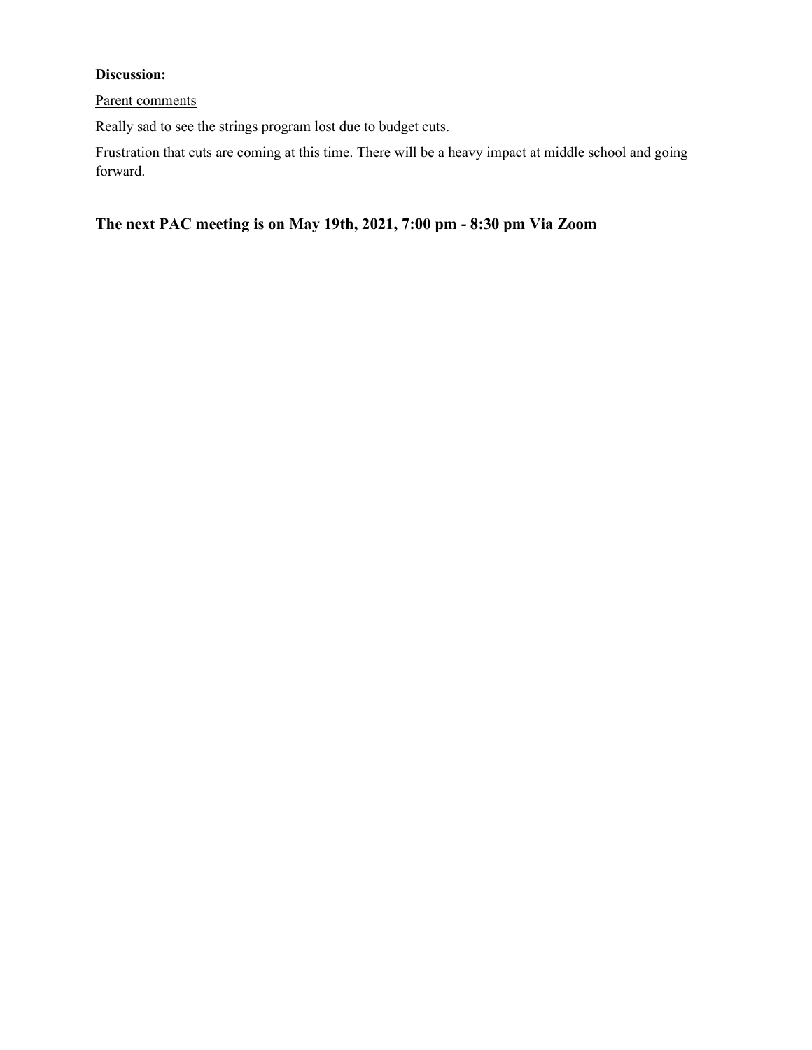**Discussion:**

Parent comments

Really sad to see the strings program lost due to budget cuts.

Frustration that cuts are coming at this time. There will be a heavy impact at middle school and going forward.

### The next PAC meeting is on May 19th, 2021, 7:00 pm - 8:30 pm Via Zoom